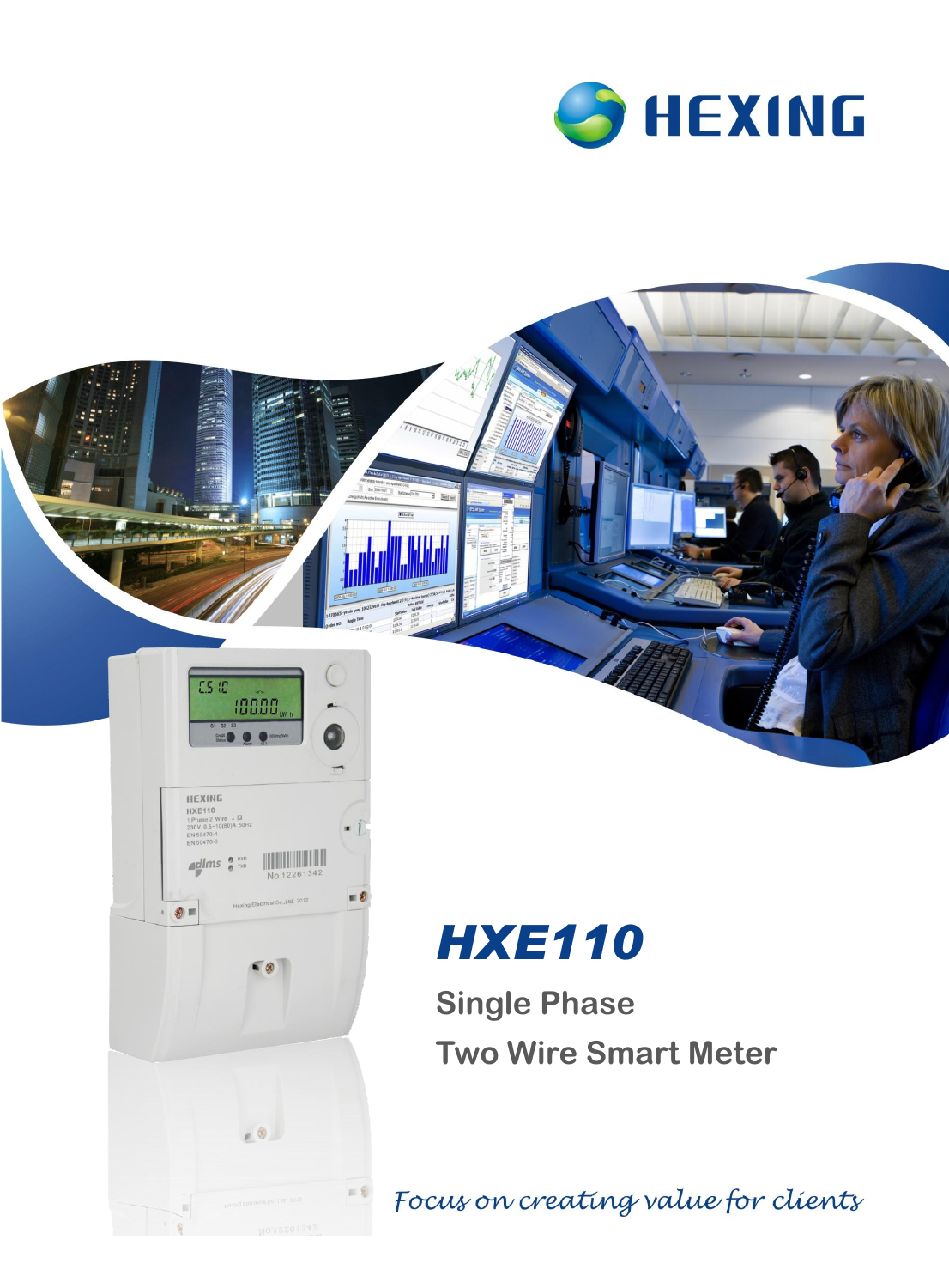HEXING

# HXE110

## Single Phase Two Wire Smart Meter

*Focus on creating value for clients*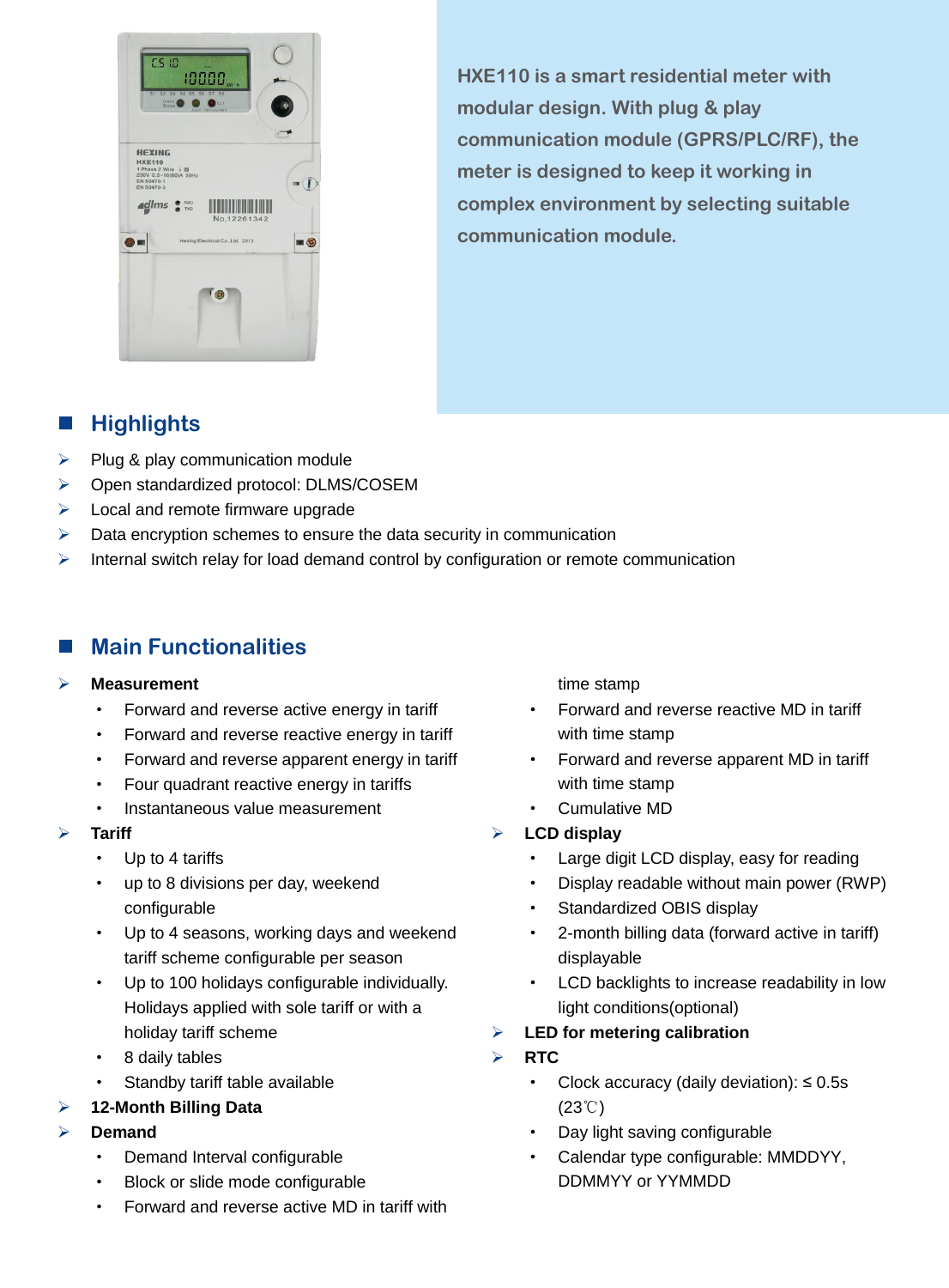HXE110 is a smart residential meter with modular design. With plug & play communication module (GPRS/PLC/RF), the meter is designed to keep it working in complex environment by selecting suitable communication module.

## Highlights

- Plug & play communication module
- Open standardized protocol: DLMS/COSEM
- Local and remote firmware upgrade
- Data encryption schemes to ensure the data security in communication
- Internal switch relay for load demand control by configuration or remote communication

## Main Functionalities

- **Measurement**
  - Forward and reverse active energy in tariff
  - Forward and reverse reactive energy in tariff
  - Forward and reverse apparent energy in tariff
  - Four quadrant reactive energy in tariffs
  - Instantaneous value measurement
- **Tariff**
  - Up to 4 tariffs
  - up to 8 divisions per day, weekend configurable
  - Up to 4 seasons, working days and weekend tariff scheme configurable per season
  - Up to 100 holidays configurable individually. Holidays applied with sole tariff or with a holiday tariff scheme
  - 8 daily tables
  - Standby tariff table available
- **12-Month Billing Data**
- **Demand**
  - Demand Interval configurable
  - Block or slide mode configurable
  - Forward and reverse active MD in tariff with time stamp
  - Forward and reverse reactive MD in tariff with time stamp
  - Forward and reverse apparent MD in tariff with time stamp
  - Cumulative MD
- **LCD display**
  - Large digit LCD display, easy for reading
  - Display readable without main power (RWP)
  - Standardized OBIS display
  - 2-month billing data (forward active in tariff) displayable
  - LCD backlights to increase readability in low light conditions(optional)
- **LED for metering calibration**
- **RTC**
  - Clock accuracy (daily deviation): ≤ 0.5s (23℃)
  - Day light saving configurable
  - Calendar type configurable: MMDDYY, DDMMYY or YYMMDD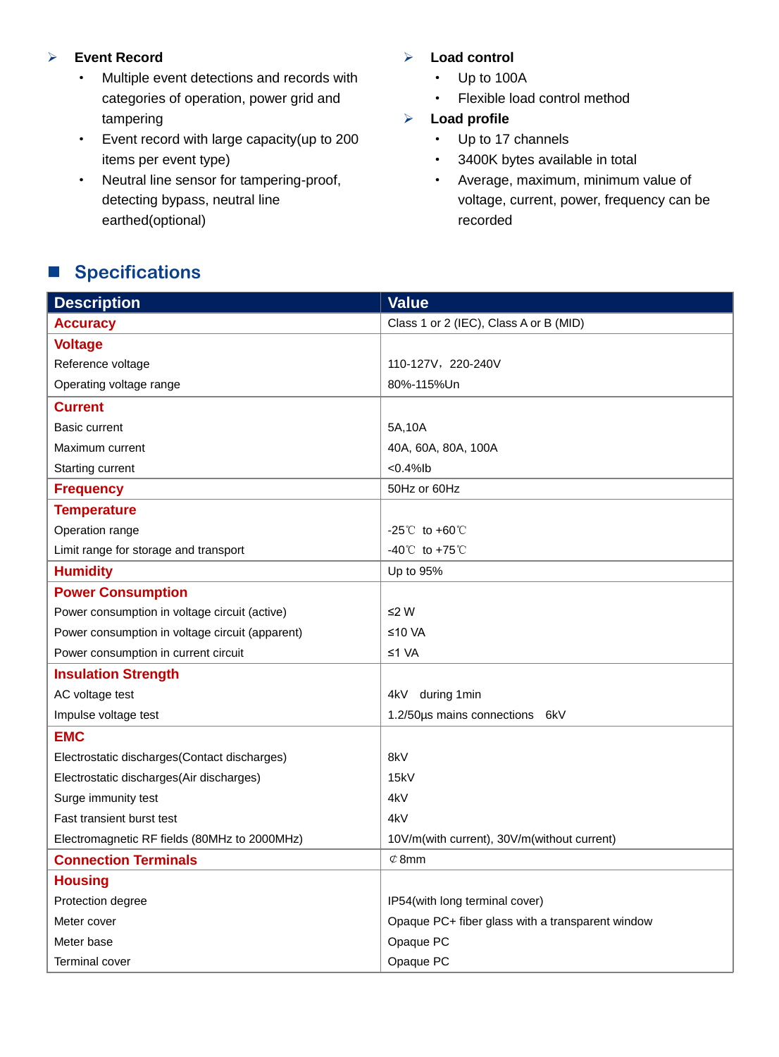- **Event Record**
  - Multiple event detections and records with categories of operation, power grid and tampering
  - Event record with large capacity(up to 200 items per event type)
  - Neutral line sensor for tampering-proof, detecting bypass, neutral line earthed(optional)
- **Load control**
  - Up to 100A
  - Flexible load control method
- **Load profile**
  - Up to 17 channels
  - 3400K bytes available in total
  - Average, maximum, minimum value of voltage, current, power, frequency can be recorded

## Specifications

| Description | Value |
|---|---|
| **Accuracy** | Class 1 or 2 (IEC), Class A or B (MID) |
| **Voltage** | |
| Reference voltage | 110-127V，220-240V |
| Operating voltage range | 80%-115%Un |
| **Current** | |
| Basic current | 5A,10A |
| Maximum current | 40A, 60A, 80A, 100A |
| Starting current | <0.4%Ib |
| **Frequency** | 50Hz or 60Hz |
| **Temperature** | |
| Operation range | -25℃ to +60℃ |
| Limit range for storage and transport | -40℃ to +75℃ |
| **Humidity** | Up to 95% |
| **Power Consumption** | |
| Power consumption in voltage circuit (active) | ≤2 W |
| Power consumption in voltage circuit (apparent) | ≤10 VA |
| Power consumption in current circuit | ≤1 VA |
| **Insulation Strength** | |
| AC voltage test | 4kV during 1min |
| Impulse voltage test | 1.2/50μs mains connections 6kV |
| **EMC** | |
| Electrostatic discharges(Contact discharges) | 8kV |
| Electrostatic discharges(Air discharges) | 15kV |
| Surge immunity test | 4kV |
| Fast transient burst test | 4kV |
| Electromagnetic RF fields (80MHz to 2000MHz) | 10V/m(with current), 30V/m(without current) |
| **Connection Terminals** | ⊄8mm |
| **Housing** | |
| Protection degree | IP54(with long terminal cover) |
| Meter cover | Opaque PC+ fiber glass with a transparent window |
| Meter base | Opaque PC |
| Terminal cover | Opaque PC |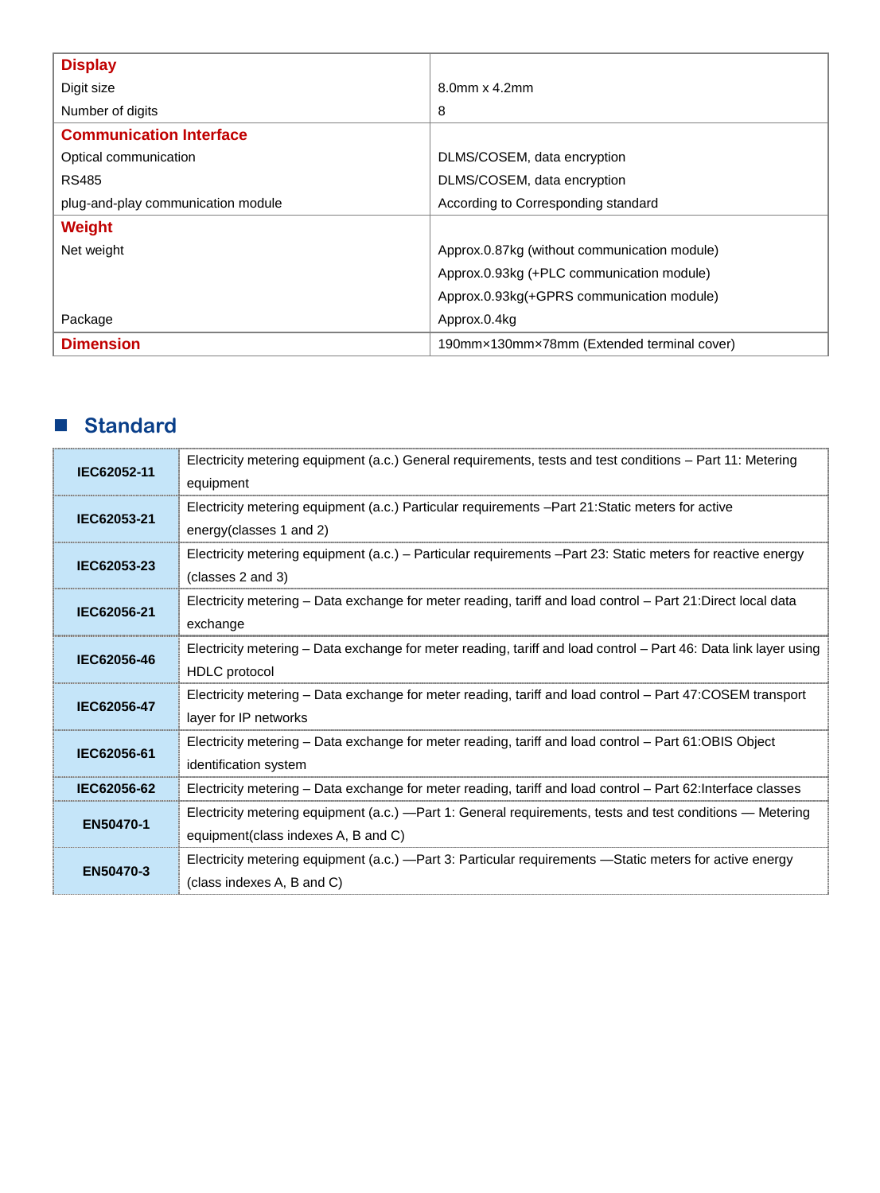| **Display** | |
|---|---|
| Digit size | 8.0mm x 4.2mm |
| Number of digits | 8 |
| **Communication Interface** | |
| Optical communication | DLMS/COSEM, data encryption |
| RS485 | DLMS/COSEM, data encryption |
| plug-and-play communication module | According to Corresponding standard |
| **Weight** | |
| Net weight | Approx.0.87kg (without communication module) |
| | Approx.0.93kg (+PLC communication module) |
| | Approx.0.93kg(+GPRS communication module) |
| Package | Approx.0.4kg |
| **Dimension** | 190mm×130mm×78mm (Extended terminal cover) |

## Standard

| | |
|---|---|
| **IEC62052-11** | Electricity metering equipment (a.c.) General requirements, tests and test conditions – Part 11: Metering equipment |
| **IEC62053-21** | Electricity metering equipment (a.c.) Particular requirements –Part 21:Static meters for active energy(classes 1 and 2) |
| **IEC62053-23** | Electricity metering equipment (a.c.) – Particular requirements –Part 23: Static meters for reactive energy (classes 2 and 3) |
| **IEC62056-21** | Electricity metering – Data exchange for meter reading, tariff and load control – Part 21:Direct local data exchange |
| **IEC62056-46** | Electricity metering – Data exchange for meter reading, tariff and load control – Part 46: Data link layer using HDLC protocol |
| **IEC62056-47** | Electricity metering – Data exchange for meter reading, tariff and load control – Part 47:COSEM transport layer for IP networks |
| **IEC62056-61** | Electricity metering – Data exchange for meter reading, tariff and load control – Part 61:OBIS Object identification system |
| **IEC62056-62** | Electricity metering – Data exchange for meter reading, tariff and load control – Part 62:Interface classes |
| **EN50470-1** | Electricity metering equipment (a.c.) —Part 1: General requirements, tests and test conditions — Metering equipment(class indexes A, B and C) |
| **EN50470-3** | Electricity metering equipment (a.c.) —Part 3: Particular requirements —Static meters for active energy (class indexes A, B and C) |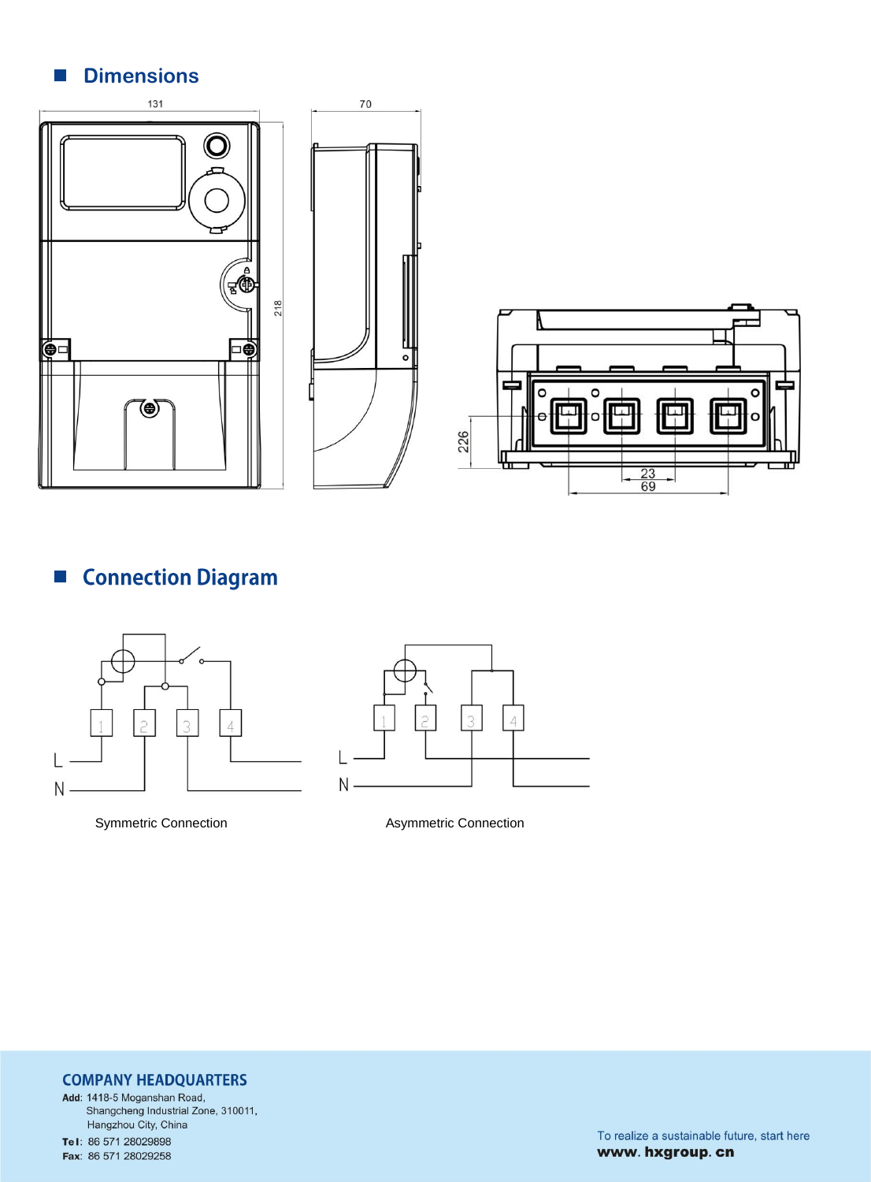## Dimensions

131

218

70

226

23

69

## Connection Diagram

1 2 3 4

L

N

Symmetric Connection

1 2 3 4

L

N

Asymmetric Connection

**COMPANY HEADQUARTERS**

**Add**: 1418-5 Moganshan Road,
Shangcheng Industrial Zone, 310011,
Hangzhou City, China

**Tel**: 86 571 28029898

**Fax**: 86 571 28029258

To realize a sustainable future, start here

**www. hxgroup. cn**